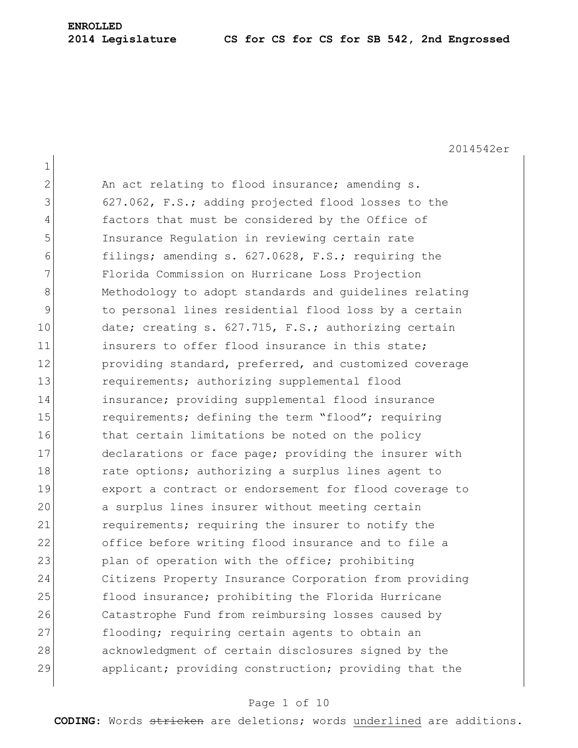**ENROLLED**

**2014 Legislature CS for CS for CS for SB 542, 2nd Engrossed**

2014542er

An act relating to flood insurance; amending s. 627.062, F.S.; adding projected flood losses to the factors that must be considered by the Office of Insurance Regulation in reviewing certain rate filings; amending s. 627.0628, F.S.; requiring the Florida Commission on Hurricane Loss Projection Methodology to adopt standards and guidelines relating to personal lines residential flood loss by a certain date; creating s. 627.715, F.S.; authorizing certain insurers to offer flood insurance in this state; providing standard, preferred, and customized coverage requirements; authorizing supplemental flood insurance; providing supplemental flood insurance requirements; defining the term "flood"; requiring that certain limitations be noted on the policy declarations or face page; providing the insurer with rate options; authorizing a surplus lines agent to export a contract or endorsement for flood coverage to a surplus lines insurer without meeting certain requirements; requiring the insurer to notify the office before writing flood insurance and to file a plan of operation with the office; prohibiting Citizens Property Insurance Corporation from providing flood insurance; prohibiting the Florida Hurricane Catastrophe Fund from reimbursing losses caused by flooding; requiring certain agents to obtain an acknowledgment of certain disclosures signed by the applicant; providing construction; providing that the

**CODING:** Words ~~stricken~~ are deletions; words underlined are additions.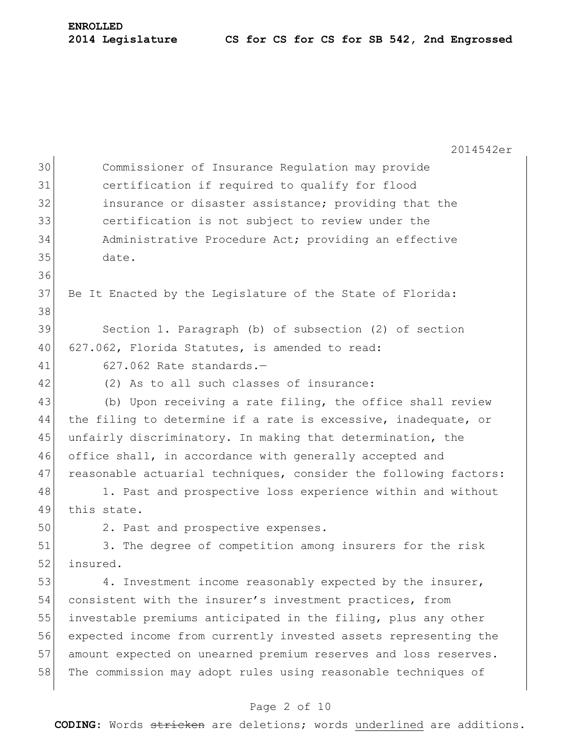Commissioner of Insurance Regulation may provide certification if required to qualify for flood insurance or disaster assistance; providing that the certification is not subject to review under the Administrative Procedure Act; providing an effective date.

Be It Enacted by the Legislature of the State of Florida:

Section 1. Paragraph (b) of subsection (2) of section 627.062, Florida Statutes, is amended to read:

627.062 Rate standards.—

(2) As to all such classes of insurance:

(b) Upon receiving a rate filing, the office shall review the filing to determine if a rate is excessive, inadequate, or unfairly discriminatory. In making that determination, the office shall, in accordance with generally accepted and reasonable actuarial techniques, consider the following factors:

1. Past and prospective loss experience within and without this state.

2. Past and prospective expenses.

3. The degree of competition among insurers for the risk insured.

4. Investment income reasonably expected by the insurer, consistent with the insurer's investment practices, from investable premiums anticipated in the filing, plus any other expected income from currently invested assets representing the amount expected on unearned premium reserves and loss reserves. The commission may adopt rules using reasonable techniques of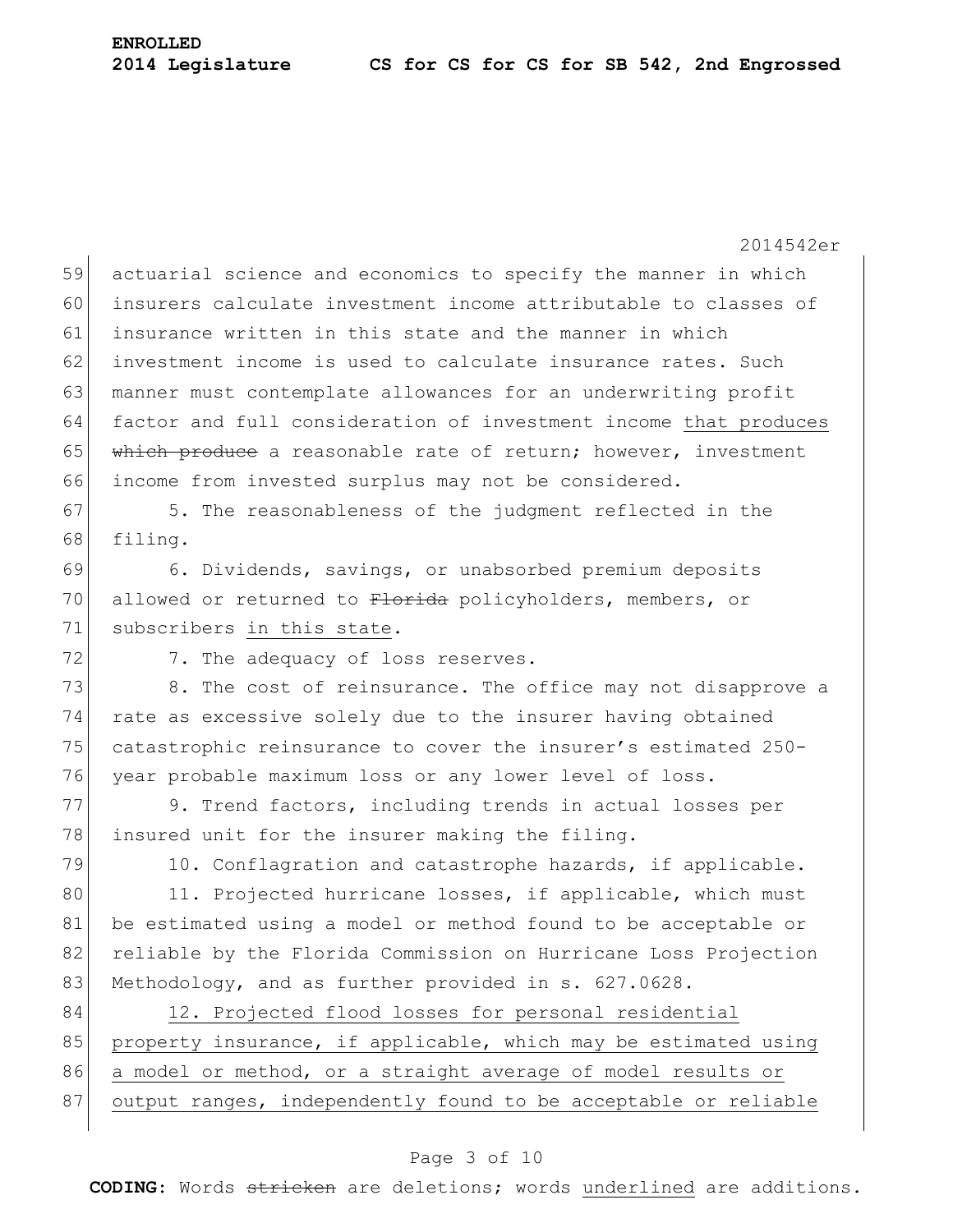actuarial science and economics to specify the manner in which insurers calculate investment income attributable to classes of insurance written in this state and the manner in which investment income is used to calculate insurance rates. Such manner must contemplate allowances for an underwriting profit factor and full consideration of investment income <u>that produces</u> ~~which produce~~ a reasonable rate of return; however, investment income from invested surplus may not be considered.

5. The reasonableness of the judgment reflected in the filing.

6. Dividends, savings, or unabsorbed premium deposits allowed or returned to ~~Florida~~ policyholders, members, or subscribers <u>in this state</u>.

7. The adequacy of loss reserves.

8. The cost of reinsurance. The office may not disapprove a rate as excessive solely due to the insurer having obtained catastrophic reinsurance to cover the insurer's estimated 250-year probable maximum loss or any lower level of loss.

9. Trend factors, including trends in actual losses per insured unit for the insurer making the filing.

10. Conflagration and catastrophe hazards, if applicable.

11. Projected hurricane losses, if applicable, which must be estimated using a model or method found to be acceptable or reliable by the Florida Commission on Hurricane Loss Projection Methodology, and as further provided in s. 627.0628.

<u>12. Projected flood losses for personal residential property insurance, if applicable, which may be estimated using a model or method, or a straight average of model results or output ranges, independently found to be acceptable or reliable</u>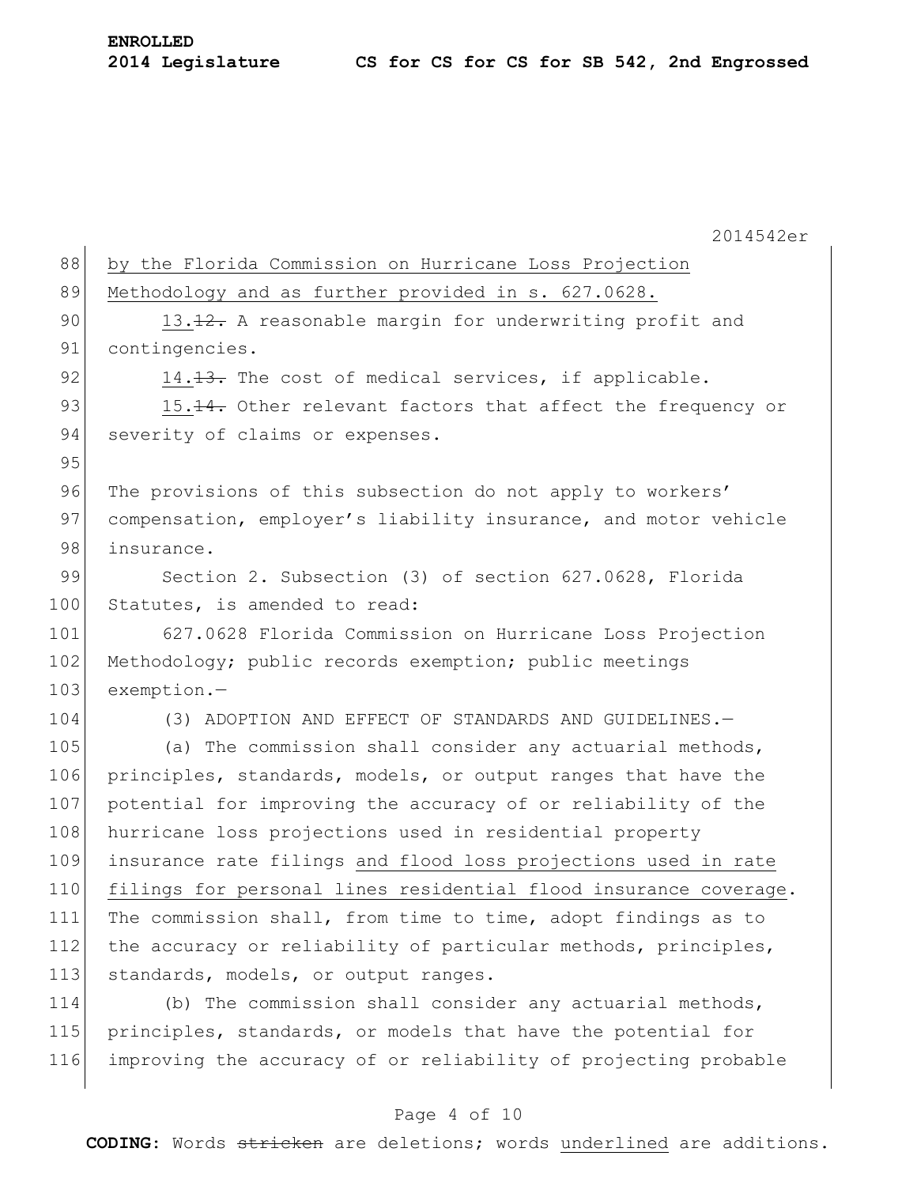by the Florida Commission on Hurricane Loss Projection Methodology and as further provided in s. 627.0628.

13.~~12.~~ A reasonable margin for underwriting profit and contingencies.

14.~~13.~~ The cost of medical services, if applicable.

15.~~14.~~ Other relevant factors that affect the frequency or severity of claims or expenses.

The provisions of this subsection do not apply to workers' compensation, employer's liability insurance, and motor vehicle insurance.

Section 2. Subsection (3) of section 627.0628, Florida Statutes, is amended to read:

627.0628 Florida Commission on Hurricane Loss Projection Methodology; public records exemption; public meetings exemption.—

(3) ADOPTION AND EFFECT OF STANDARDS AND GUIDELINES.—

(a) The commission shall consider any actuarial methods, principles, standards, models, or output ranges that have the potential for improving the accuracy of or reliability of the hurricane loss projections used in residential property insurance rate filings and flood loss projections used in rate filings for personal lines residential flood insurance coverage. The commission shall, from time to time, adopt findings as to the accuracy or reliability of particular methods, principles, standards, models, or output ranges.

(b) The commission shall consider any actuarial methods, principles, standards, or models that have the potential for improving the accuracy of or reliability of projecting probable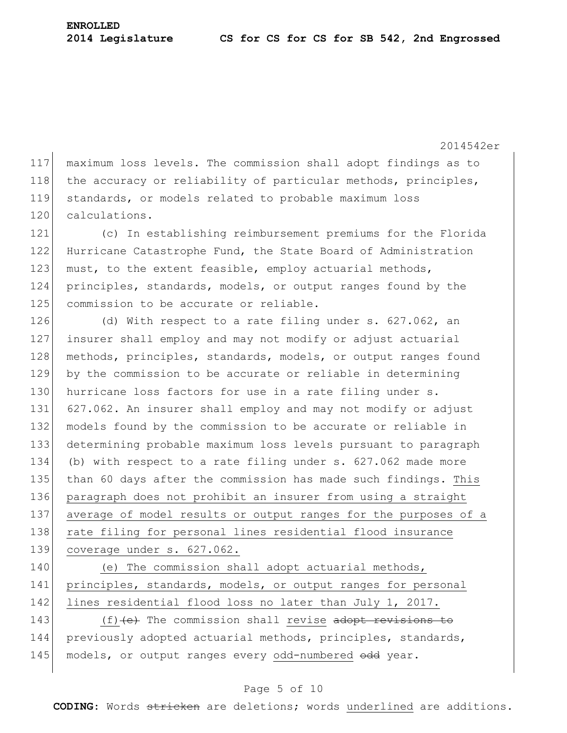maximum loss levels. The commission shall adopt findings as to the accuracy or reliability of particular methods, principles, standards, or models related to probable maximum loss calculations.

(c) In establishing reimbursement premiums for the Florida Hurricane Catastrophe Fund, the State Board of Administration must, to the extent feasible, employ actuarial methods, principles, standards, models, or output ranges found by the commission to be accurate or reliable.

(d) With respect to a rate filing under s. 627.062, an insurer shall employ and may not modify or adjust actuarial methods, principles, standards, models, or output ranges found by the commission to be accurate or reliable in determining hurricane loss factors for use in a rate filing under s. 627.062. An insurer shall employ and may not modify or adjust models found by the commission to be accurate or reliable in determining probable maximum loss levels pursuant to paragraph (b) with respect to a rate filing under s. 627.062 made more than 60 days after the commission has made such findings. <u>This paragraph does not prohibit an insurer from using a straight average of model results or output ranges for the purposes of a rate filing for personal lines residential flood insurance coverage under s. 627.062.</u>

<u>(e) The commission shall adopt actuarial methods, principles, standards, models, or output ranges for personal lines residential flood loss no later than July 1, 2017.</u>

<u>(f)</u>~~(e)~~ The commission shall <u>revise</u> ~~adopt revisions to~~ previously adopted actuarial methods, principles, standards, models, or output ranges every <u>odd-numbered</u> ~~odd~~ year.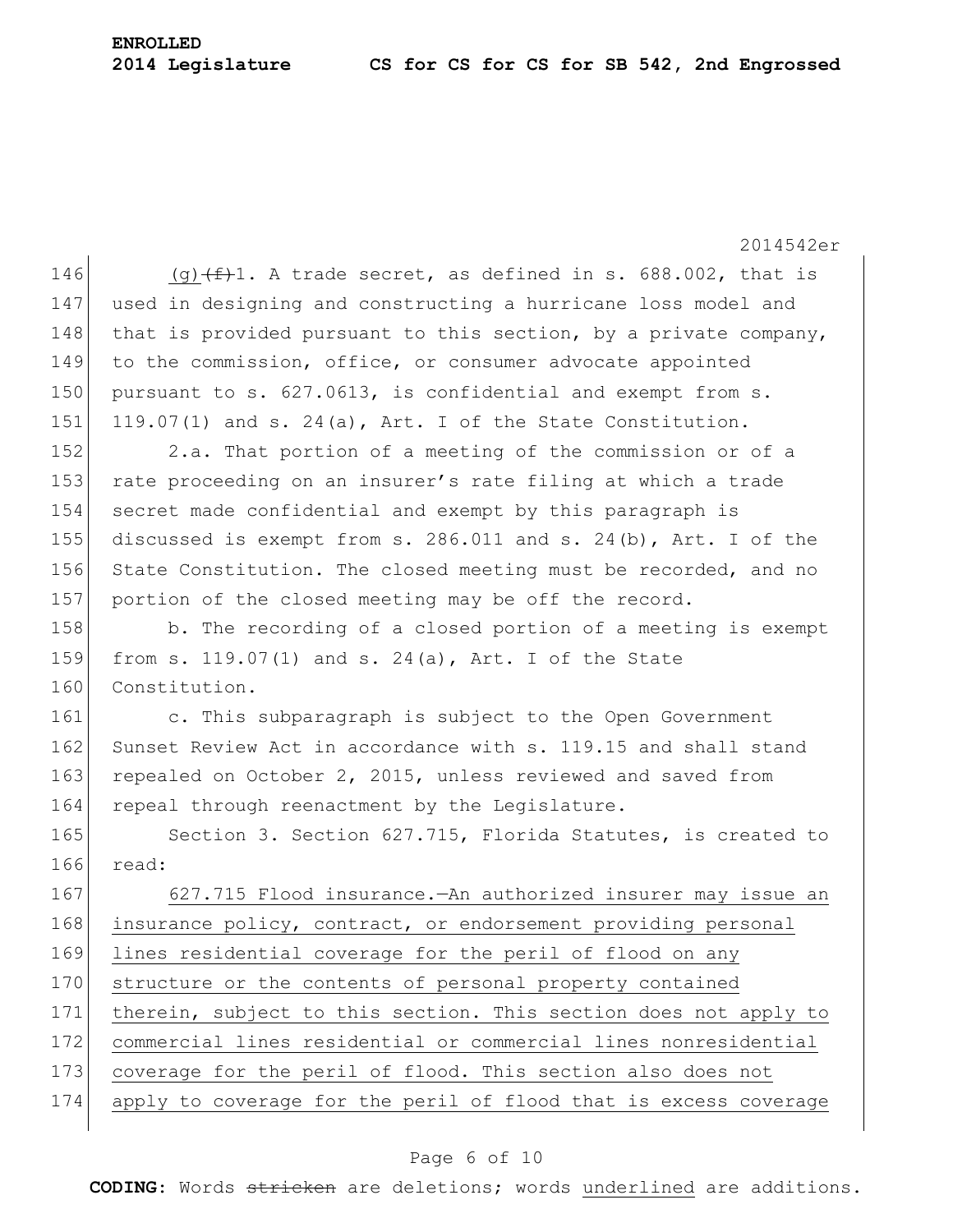(g) ~~(f)~~1. A trade secret, as defined in s. 688.002, that is used in designing and constructing a hurricane loss model and that is provided pursuant to this section, by a private company, to the commission, office, or consumer advocate appointed pursuant to s. 627.0613, is confidential and exempt from s. 119.07(1) and s. 24(a), Art. I of the State Constitution.

2.a. That portion of a meeting of the commission or of a rate proceeding on an insurer's rate filing at which a trade secret made confidential and exempt by this paragraph is discussed is exempt from s. 286.011 and s. 24(b), Art. I of the State Constitution. The closed meeting must be recorded, and no portion of the closed meeting may be off the record.

b. The recording of a closed portion of a meeting is exempt from s. 119.07(1) and s. 24(a), Art. I of the State Constitution.

c. This subparagraph is subject to the Open Government Sunset Review Act in accordance with s. 119.15 and shall stand repealed on October 2, 2015, unless reviewed and saved from repeal through reenactment by the Legislature.

Section 3. Section 627.715, Florida Statutes, is created to read:

<u>627.715 Flood insurance.—An authorized insurer may issue an insurance policy, contract, or endorsement providing personal lines residential coverage for the peril of flood on any structure or the contents of personal property contained therein, subject to this section. This section does not apply to commercial lines residential or commercial lines nonresidential coverage for the peril of flood. This section also does not apply to coverage for the peril of flood that is excess coverage</u>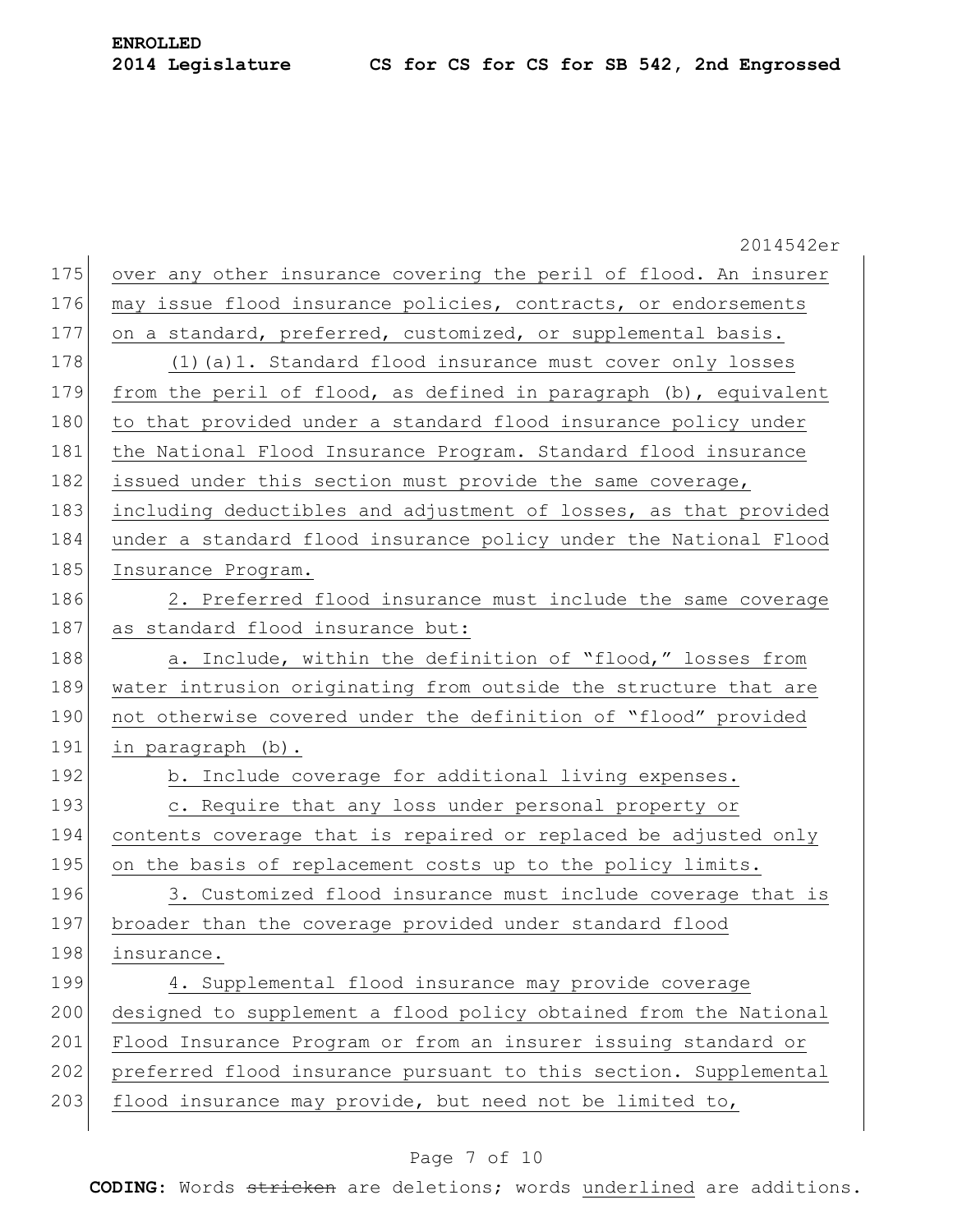over any other insurance covering the peril of flood. An insurer may issue flood insurance policies, contracts, or endorsements on a standard, preferred, customized, or supplemental basis.

(1)(a)1. Standard flood insurance must cover only losses from the peril of flood, as defined in paragraph (b), equivalent to that provided under a standard flood insurance policy under the National Flood Insurance Program. Standard flood insurance issued under this section must provide the same coverage, including deductibles and adjustment of losses, as that provided under a standard flood insurance policy under the National Flood Insurance Program.

2. Preferred flood insurance must include the same coverage as standard flood insurance but:

a. Include, within the definition of "flood," losses from water intrusion originating from outside the structure that are not otherwise covered under the definition of "flood" provided in paragraph (b).

b. Include coverage for additional living expenses.

c. Require that any loss under personal property or contents coverage that is repaired or replaced be adjusted only on the basis of replacement costs up to the policy limits.

3. Customized flood insurance must include coverage that is broader than the coverage provided under standard flood insurance.

4. Supplemental flood insurance may provide coverage designed to supplement a flood policy obtained from the National Flood Insurance Program or from an insurer issuing standard or preferred flood insurance pursuant to this section. Supplemental flood insurance may provide, but need not be limited to,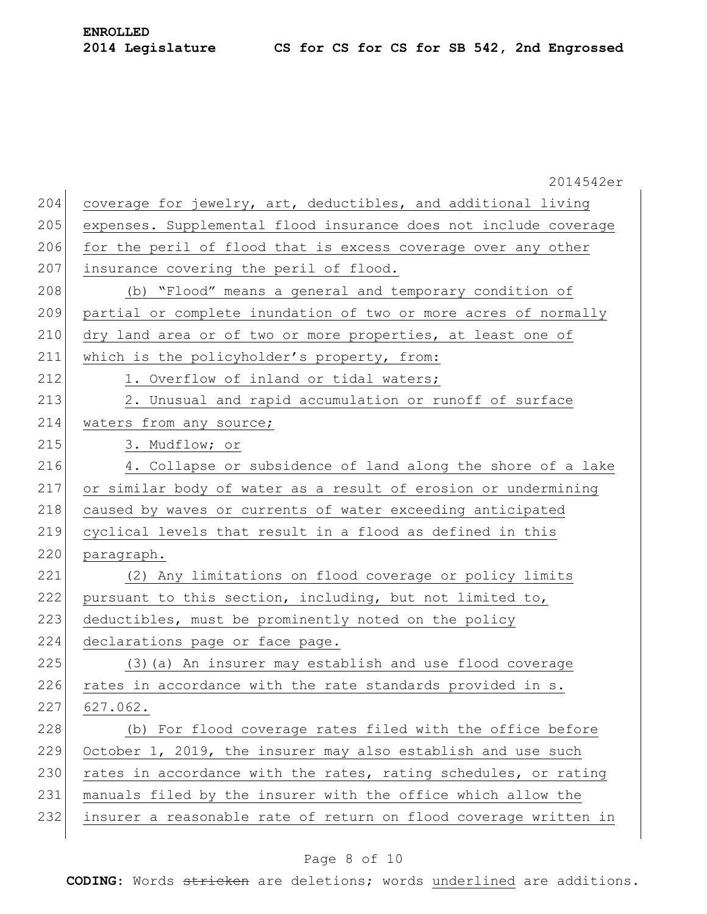coverage for jewelry, art, deductibles, and additional living expenses. Supplemental flood insurance does not include coverage for the peril of flood that is excess coverage over any other insurance covering the peril of flood.

(b) "Flood" means a general and temporary condition of partial or complete inundation of two or more acres of normally dry land area or of two or more properties, at least one of which is the policyholder's property, from:

1. Overflow of inland or tidal waters;

2. Unusual and rapid accumulation or runoff of surface waters from any source;

3. Mudflow; or

4. Collapse or subsidence of land along the shore of a lake or similar body of water as a result of erosion or undermining caused by waves or currents of water exceeding anticipated cyclical levels that result in a flood as defined in this paragraph.

(2) Any limitations on flood coverage or policy limits pursuant to this section, including, but not limited to, deductibles, must be prominently noted on the policy declarations page or face page.

(3)(a) An insurer may establish and use flood coverage rates in accordance with the rate standards provided in s. 627.062.

(b) For flood coverage rates filed with the office before October 1, 2019, the insurer may also establish and use such rates in accordance with the rates, rating schedules, or rating manuals filed by the insurer with the office which allow the insurer a reasonable rate of return on flood coverage written in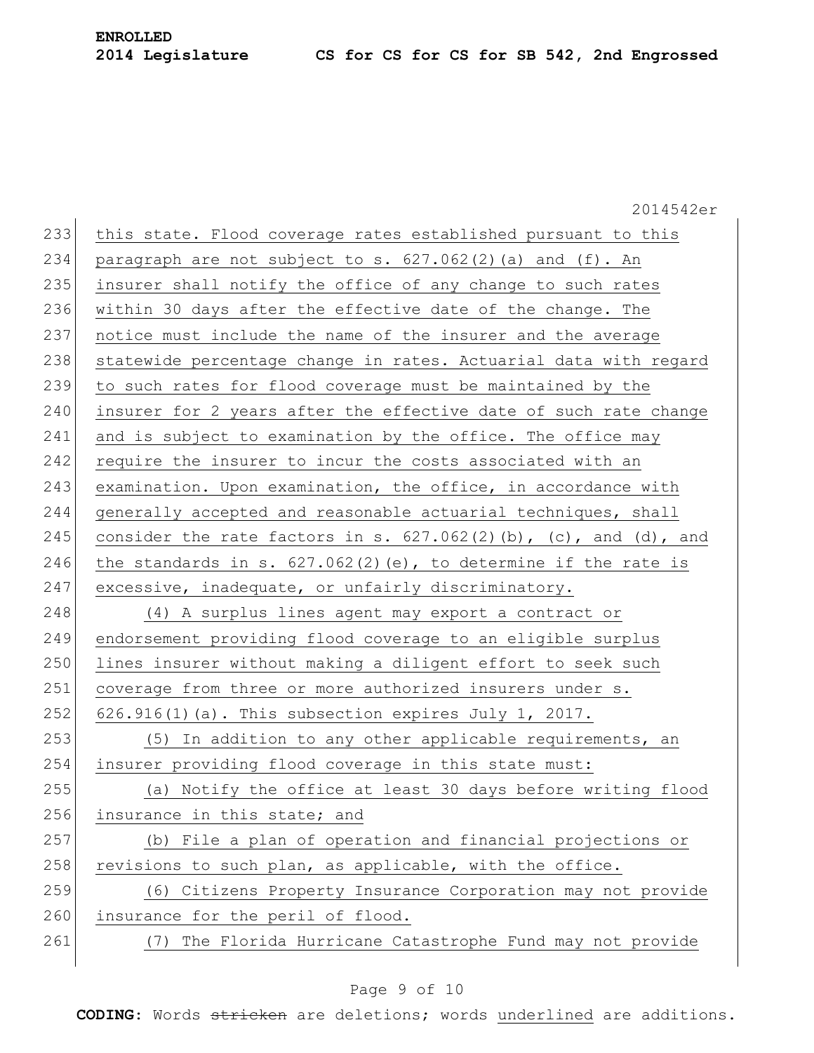this state. Flood coverage rates established pursuant to this paragraph are not subject to s. 627.062(2)(a) and (f). An insurer shall notify the office of any change to such rates within 30 days after the effective date of the change. The notice must include the name of the insurer and the average statewide percentage change in rates. Actuarial data with regard to such rates for flood coverage must be maintained by the insurer for 2 years after the effective date of such rate change and is subject to examination by the office. The office may require the insurer to incur the costs associated with an examination. Upon examination, the office, in accordance with generally accepted and reasonable actuarial techniques, shall consider the rate factors in s. 627.062(2)(b), (c), and (d), and the standards in s. 627.062(2)(e), to determine if the rate is excessive, inadequate, or unfairly discriminatory.

(4) A surplus lines agent may export a contract or endorsement providing flood coverage to an eligible surplus lines insurer without making a diligent effort to seek such coverage from three or more authorized insurers under s. 626.916(1)(a). This subsection expires July 1, 2017.

(5) In addition to any other applicable requirements, an insurer providing flood coverage in this state must:

(a) Notify the office at least 30 days before writing flood insurance in this state; and

(b) File a plan of operation and financial projections or revisions to such plan, as applicable, with the office.

(6) Citizens Property Insurance Corporation may not provide insurance for the peril of flood.

(7) The Florida Hurricane Catastrophe Fund may not provide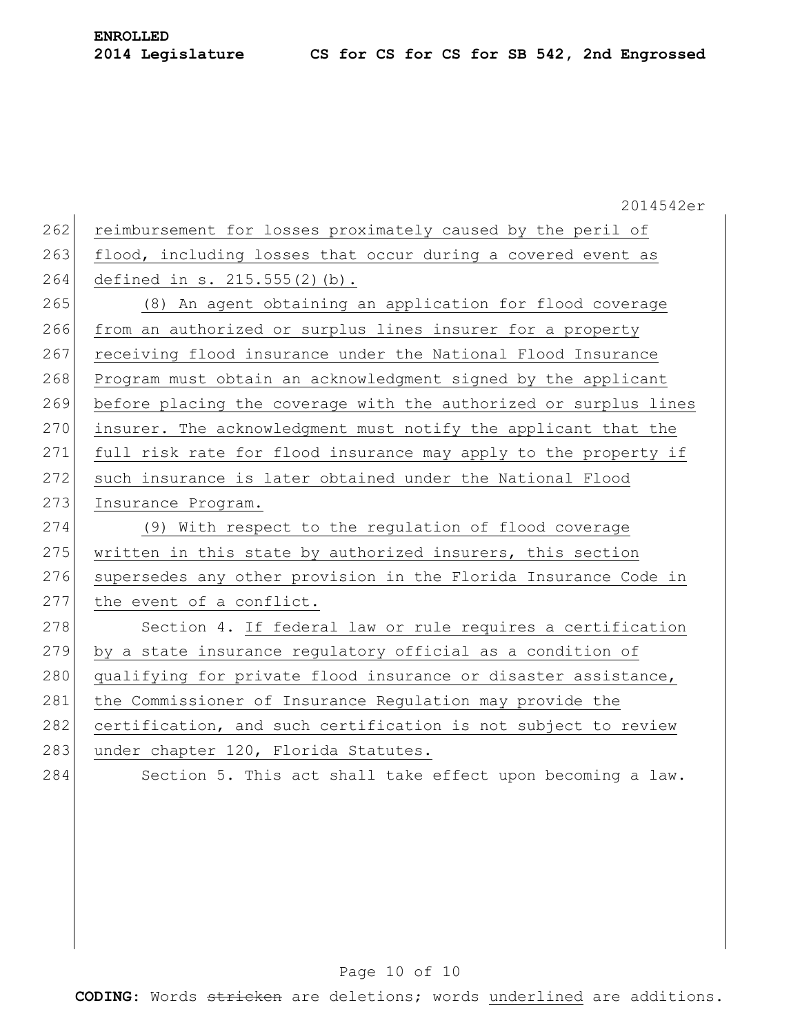reimbursement for losses proximately caused by the peril of flood, including losses that occur during a covered event as defined in s. 215.555(2)(b).

(8) An agent obtaining an application for flood coverage from an authorized or surplus lines insurer for a property receiving flood insurance under the National Flood Insurance Program must obtain an acknowledgment signed by the applicant before placing the coverage with the authorized or surplus lines insurer. The acknowledgment must notify the applicant that the full risk rate for flood insurance may apply to the property if such insurance is later obtained under the National Flood Insurance Program.

(9) With respect to the regulation of flood coverage written in this state by authorized insurers, this section supersedes any other provision in the Florida Insurance Code in the event of a conflict.

Section 4. If federal law or rule requires a certification by a state insurance regulatory official as a condition of qualifying for private flood insurance or disaster assistance, the Commissioner of Insurance Regulation may provide the certification, and such certification is not subject to review under chapter 120, Florida Statutes.

Section 5. This act shall take effect upon becoming a law.